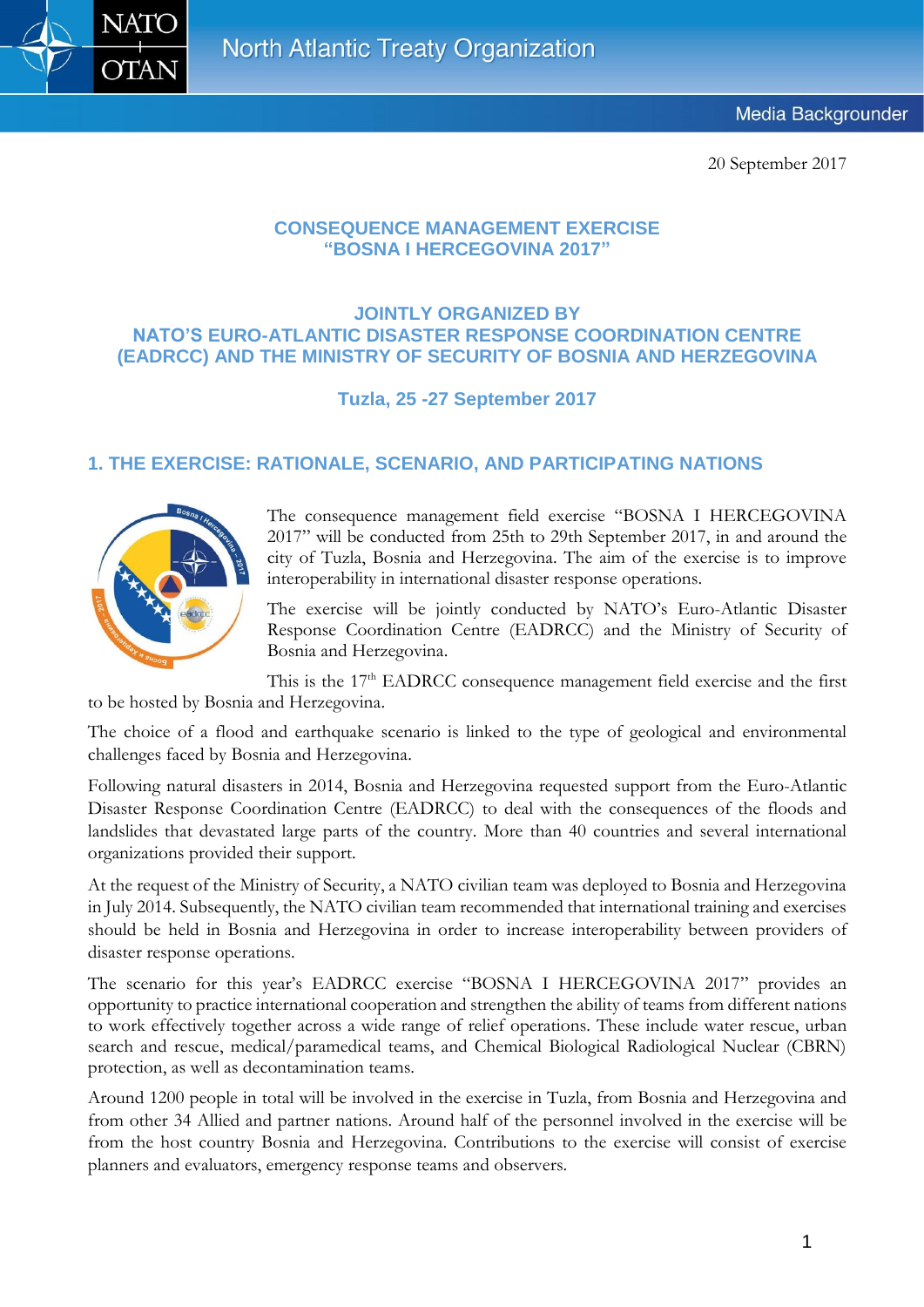20 September 2017

# CONSEQUENCE MANAGEMENT EXERCISE "BOSNA I HERCEGOVINA 2017"

## JOINTLY ORGANIZED BY NATO'S EURO-ATLANTIC DISASTER RESPONSE COORDINATION CENTRE (EADRCC) AND THE MINISTRY OF SECURITY OF BOSNIA AND HERZEGOVINA

**Tuzla, 25 -27 September 2017**

## 1. THE EXERCISE: RATIONALE, SCENARIO, AND PARTICIPATING NATIONS

The consequence management field exercise "BOSNA I HERCEGOVINA 2017" will be conducted from 25th to 29th September 2017, in and around the city of Tuzla, Bosnia and Herzegovina. The aim of the exercise is to improve interoperability in international disaster response operations.

The exercise will be jointly conducted by NATO's Euro-Atlantic Disaster Response Coordination Centre (EADRCC) and the Ministry of Security of Bosnia and Herzegovina.

This is the 17th EADRCC consequence management field exercise and the first to be hosted by Bosnia and Herzegovina.

The choice of a flood and earthquake scenario is linked to the type of geological and environmental challenges faced by Bosnia and Herzegovina.

Following natural disasters in 2014, Bosnia and Herzegovina requested support from the Euro-Atlantic Disaster Response Coordination Centre (EADRCC) to deal with the consequences of the floods and landslides that devastated large parts of the country. More than 40 countries and several international organizations provided their support.

At the request of the Ministry of Security, a NATO civilian team was deployed to Bosnia and Herzegovina in July 2014. Subsequently, the NATO civilian team recommended that international training and exercises should be held in Bosnia and Herzegovina in order to increase interoperability between providers of disaster response operations.

The scenario for this year's EADRCC exercise "BOSNA I HERCEGOVINA 2017" provides an opportunity to practice international cooperation and strengthen the ability of teams from different nations to work effectively together across a wide range of relief operations. These include water rescue, urban search and rescue, medical/paramedical teams, and Chemical Biological Radiological Nuclear (CBRN) protection, as well as decontamination teams.

Around 1200 people in total will be involved in the exercise in Tuzla, from Bosnia and Herzegovina and from other 34 Allied and partner nations. Around half of the personnel involved in the exercise will be from the host country Bosnia and Herzegovina. Contributions to the exercise will consist of exercise planners and evaluators, emergency response teams and observers.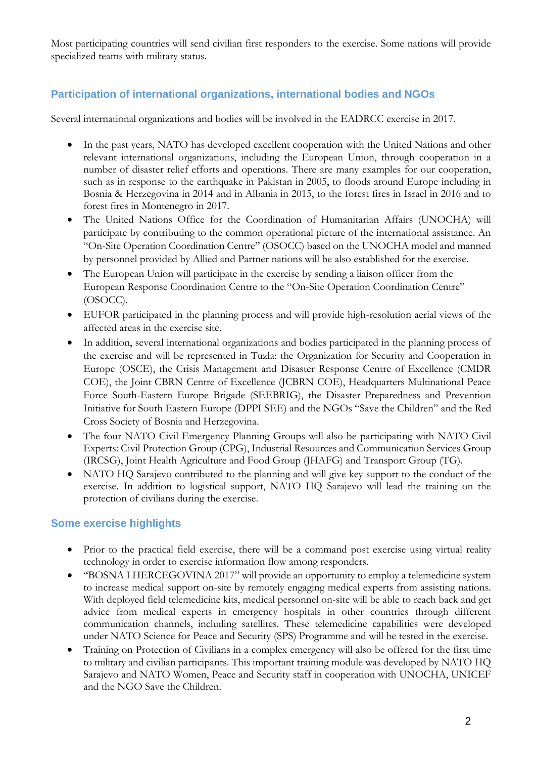Most participating countries will send civilian first responders to the exercise. Some nations will provide specialized teams with military status.

## Participation of international organizations, international bodies and NGOs

Several international organizations and bodies will be involved in the EADRCC exercise in 2017.

- In the past years, NATO has developed excellent cooperation with the United Nations and other relevant international organizations, including the European Union, through cooperation in a number of disaster relief efforts and operations. There are many examples for our cooperation, such as in response to the earthquake in Pakistan in 2005, to floods around Europe including in Bosnia & Herzegovina in 2014 and in Albania in 2015, to the forest fires in Israel in 2016 and to forest fires in Montenegro in 2017.
- The United Nations Office for the Coordination of Humanitarian Affairs (UNOCHA) will participate by contributing to the common operational picture of the international assistance. An "On-Site Operation Coordination Centre" (OSOCC) based on the UNOCHA model and manned by personnel provided by Allied and Partner nations will be also established for the exercise.
- The European Union will participate in the exercise by sending a liaison officer from the European Response Coordination Centre to the "On-Site Operation Coordination Centre" (OSOCC).
- EUFOR participated in the planning process and will provide high-resolution aerial views of the affected areas in the exercise site.
- In addition, several international organizations and bodies participated in the planning process of the exercise and will be represented in Tuzla: the Organization for Security and Cooperation in Europe (OSCE), the Crisis Management and Disaster Response Centre of Excellence (CMDR COE), the Joint CBRN Centre of Excellence (JCBRN COE), Headquarters Multinational Peace Force South-Eastern Europe Brigade (SEEBRIG), the Disaster Preparedness and Prevention Initiative for South Eastern Europe (DPPI SEE) and the NGOs "Save the Children" and the Red Cross Society of Bosnia and Herzegovina.
- The four NATO Civil Emergency Planning Groups will also be participating with NATO Civil Experts: Civil Protection Group (CPG), Industrial Resources and Communication Services Group (IRCSG), Joint Health Agriculture and Food Group (JHAFG) and Transport Group (TG).
- NATO HQ Sarajevo contributed to the planning and will give key support to the conduct of the exercise. In addition to logistical support, NATO HQ Sarajevo will lead the training on the protection of civilians during the exercise.

## Some exercise highlights

- Prior to the practical field exercise, there will be a command post exercise using virtual reality technology in order to exercise information flow among responders.
- "BOSNA I HERCEGOVINA 2017" will provide an opportunity to employ a telemedicine system to increase medical support on-site by remotely engaging medical experts from assisting nations. With deployed field telemedicine kits, medical personnel on-site will be able to reach back and get advice from medical experts in emergency hospitals in other countries through different communication channels, including satellites. These telemedicine capabilities were developed under NATO Science for Peace and Security (SPS) Programme and will be tested in the exercise.
- Training on Protection of Civilians in a complex emergency will also be offered for the first time to military and civilian participants. This important training module was developed by NATO HQ Sarajevo and NATO Women, Peace and Security staff in cooperation with UNOCHA, UNICEF and the NGO Save the Children.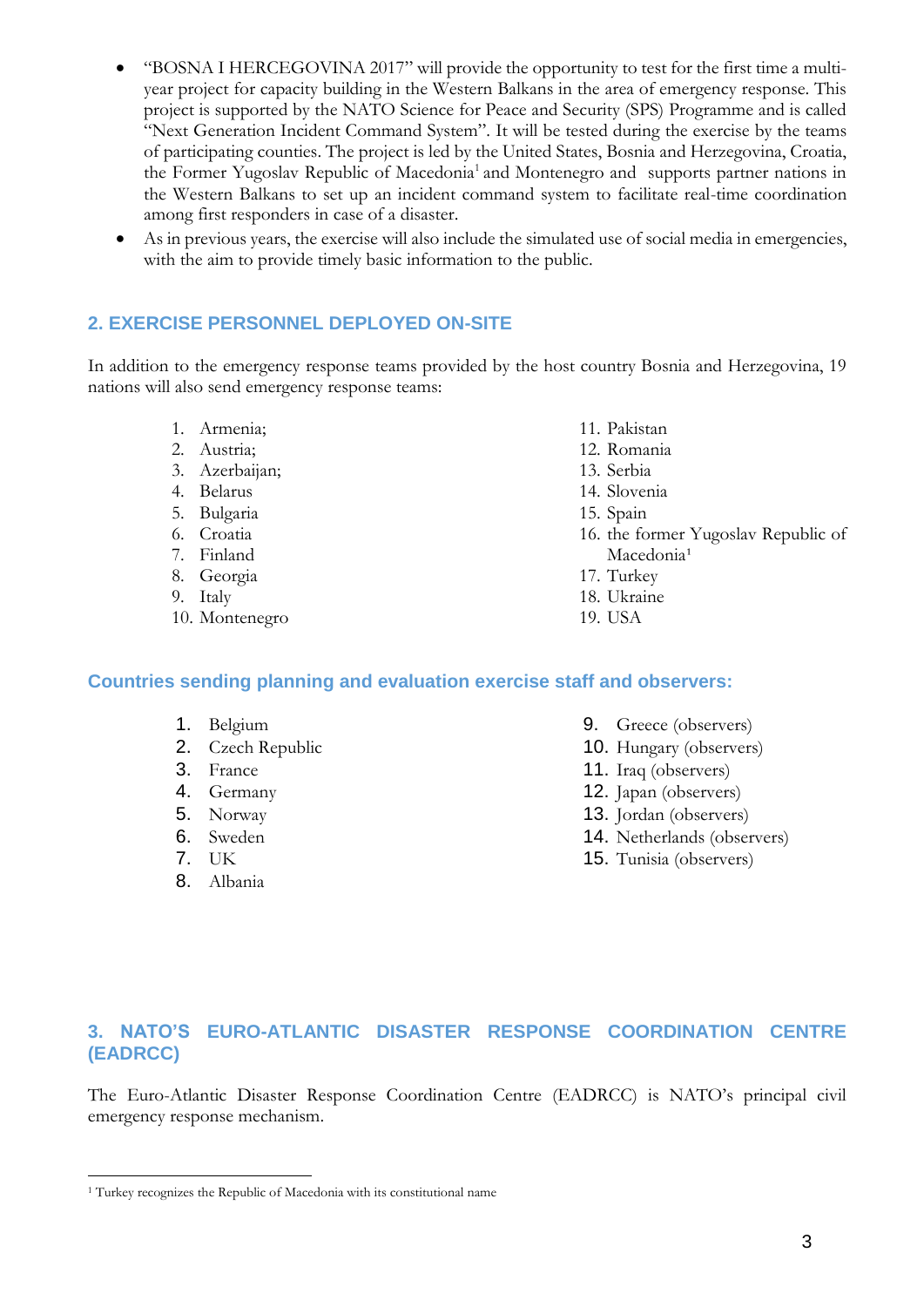- "BOSNA I HERCEGOVINA 2017" will provide the opportunity to test for the first time a multi-year project for capacity building in the Western Balkans in the area of emergency response. This project is supported by the NATO Science for Peace and Security (SPS) Programme and is called "Next Generation Incident Command System". It will be tested during the exercise by the teams of participating counties. The project is led by the United States, Bosnia and Herzegovina, Croatia, the Former Yugoslav Republic of Macedonia[1] and Montenegro and supports partner nations in the Western Balkans to set up an incident command system to facilitate real-time coordination among first responders in case of a disaster.
- As in previous years, the exercise will also include the simulated use of social media in emergencies, with the aim to provide timely basic information to the public.

## 2. EXERCISE PERSONNEL DEPLOYED ON-SITE

In addition to the emergency response teams provided by the host country Bosnia and Herzegovina, 19 nations will also send emergency response teams:

1. Armenia;
2. Austria;
3. Azerbaijan;
4. Belarus
5. Bulgaria
6. Croatia
7. Finland
8. Georgia
9. Italy
10. Montenegro
11. Pakistan
12. Romania
13. Serbia
14. Slovenia
15. Spain
16. the former Yugoslav Republic of Macedonia[1]
17. Turkey
18. Ukraine
19. USA

### Countries sending planning and evaluation exercise staff and observers:

1. Belgium
2. Czech Republic
3. France
4. Germany
5. Norway
6. Sweden
7. UK
8. Albania
9. Greece (observers)
10. Hungary (observers)
11. Iraq (observers)
12. Japan (observers)
13. Jordan (observers)
14. Netherlands (observers)
15. Tunisia (observers)

## 3. NATO'S EURO-ATLANTIC DISASTER RESPONSE COORDINATION CENTRE (EADRCC)

The Euro-Atlantic Disaster Response Coordination Centre (EADRCC) is NATO's principal civil emergency response mechanism.

[1] Turkey recognizes the Republic of Macedonia with its constitutional name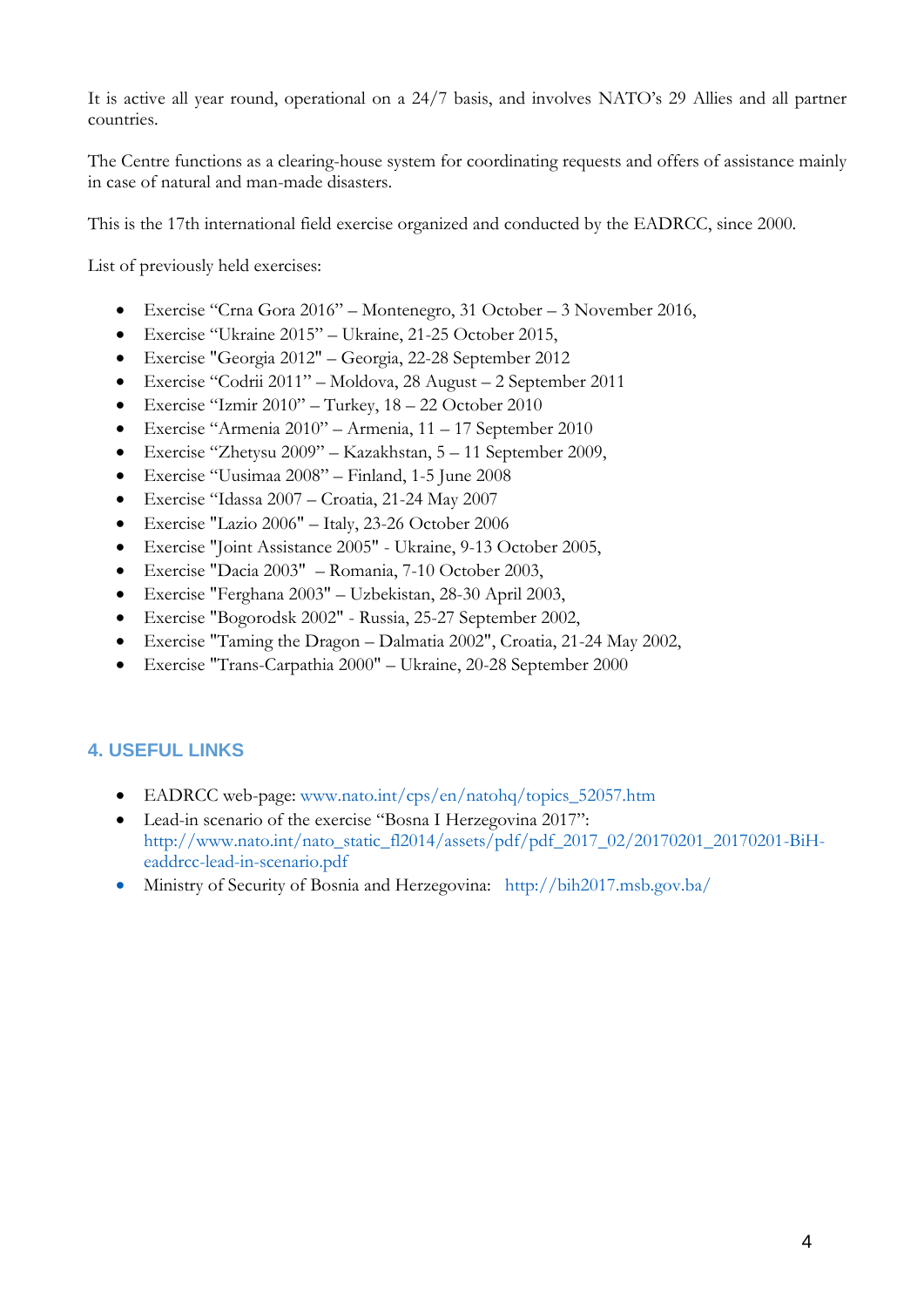It is active all year round, operational on a 24/7 basis, and involves NATO's 29 Allies and all partner countries.

The Centre functions as a clearing-house system for coordinating requests and offers of assistance mainly in case of natural and man-made disasters.

This is the 17th international field exercise organized and conducted by the EADRCC, since 2000.

List of previously held exercises:

- Exercise "Crna Gora 2016" – Montenegro, 31 October – 3 November 2016,
- Exercise "Ukraine 2015" – Ukraine, 21-25 October 2015,
- Exercise "Georgia 2012" – Georgia, 22-28 September 2012
- Exercise "Codrii 2011" – Moldova, 28 August – 2 September 2011
- Exercise "Izmir 2010" – Turkey, 18 – 22 October 2010
- Exercise "Armenia 2010" – Armenia, 11 – 17 September 2010
- Exercise "Zhetysu 2009" – Kazakhstan, 5 – 11 September 2009,
- Exercise "Uusimaa 2008" – Finland, 1-5 June 2008
- Exercise "Idassa 2007 – Croatia, 21-24 May 2007
- Exercise "Lazio 2006" – Italy, 23-26 October 2006
- Exercise "Joint Assistance 2005" - Ukraine, 9-13 October 2005,
- Exercise "Dacia 2003" – Romania, 7-10 October 2003,
- Exercise "Ferghana 2003" – Uzbekistan, 28-30 April 2003,
- Exercise "Bogorodsk 2002" - Russia, 25-27 September 2002,
- Exercise "Taming the Dragon – Dalmatia 2002", Croatia, 21-24 May 2002,
- Exercise "Trans-Carpathia 2000" – Ukraine, 20-28 September 2000

## 4. USEFUL LINKS

- EADRCC web-page: www.nato.int/cps/en/natohq/topics_52057.htm
- Lead-in scenario of the exercise "Bosna I Herzegovina 2017": http://www.nato.int/nato_static_fl2014/assets/pdf/pdf_2017_02/20170201_20170201-BiH-eaddrcc-lead-in-scenario.pdf
- Ministry of Security of Bosnia and Herzegovina: http://bih2017.msb.gov.ba/